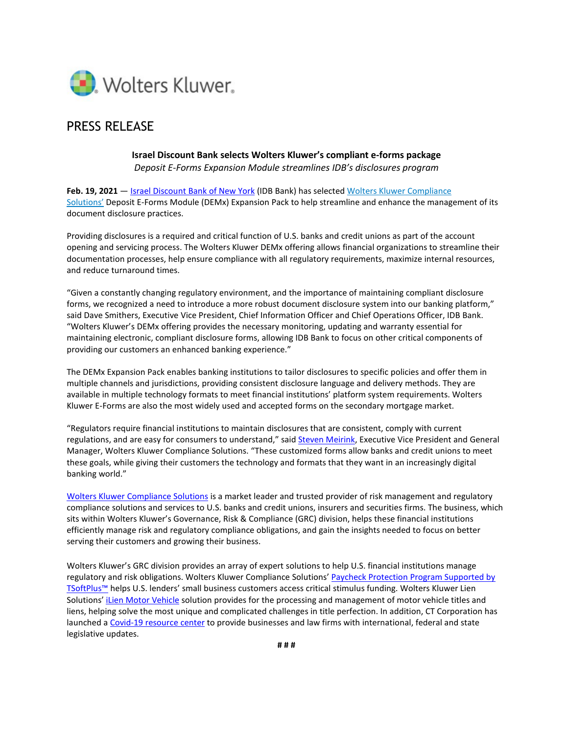Wolters Kluwer

# PRESS RELEASE

**Israel Discount Bank selects Wolters Kluwer's compliant e-forms package**

*Deposit E-Forms Expansion Module streamlines IDB's disclosures program*

**Feb. 19, 2021** — Israel Discount Bank of New York (IDB Bank) has selected Wolters Kluwer Compliance Solutions' Deposit E-Forms Module (DEMx) Expansion Pack to help streamline and enhance the management of its document disclosure practices.

Providing disclosures is a required and critical function of U.S. banks and credit unions as part of the account opening and servicing process. The Wolters Kluwer DEMx offering allows financial organizations to streamline their documentation processes, help ensure compliance with all regulatory requirements, maximize internal resources, and reduce turnaround times.

"Given a constantly changing regulatory environment, and the importance of maintaining compliant disclosure forms, we recognized a need to introduce a more robust document disclosure system into our banking platform," said Dave Smithers, Executive Vice President, Chief Information Officer and Chief Operations Officer, IDB Bank. "Wolters Kluwer's DEMx offering provides the necessary monitoring, updating and warranty essential for maintaining electronic, compliant disclosure forms, allowing IDB Bank to focus on other critical components of providing our customers an enhanced banking experience."

The DEMx Expansion Pack enables banking institutions to tailor disclosures to specific policies and offer them in multiple channels and jurisdictions, providing consistent disclosure language and delivery methods. They are available in multiple technology formats to meet financial institutions' platform system requirements. Wolters Kluwer E-Forms are also the most widely used and accepted forms on the secondary mortgage market.

"Regulators require financial institutions to maintain disclosures that are consistent, comply with current regulations, and are easy for consumers to understand," said Steven Meirink, Executive Vice President and General Manager, Wolters Kluwer Compliance Solutions. "These customized forms allow banks and credit unions to meet these goals, while giving their customers the technology and formats that they want in an increasingly digital banking world."

Wolters Kluwer Compliance Solutions is a market leader and trusted provider of risk management and regulatory compliance solutions and services to U.S. banks and credit unions, insurers and securities firms. The business, which sits within Wolters Kluwer's Governance, Risk & Compliance (GRC) division, helps these financial institutions efficiently manage risk and regulatory compliance obligations, and gain the insights needed to focus on better serving their customers and growing their business.

Wolters Kluwer's GRC division provides an array of expert solutions to help U.S. financial institutions manage regulatory and risk obligations. Wolters Kluwer Compliance Solutions' Paycheck Protection Program Supported by TSoftPlus™ helps U.S. lenders' small business customers access critical stimulus funding. Wolters Kluwer Lien Solutions' iLien Motor Vehicle solution provides for the processing and management of motor vehicle titles and liens, helping solve the most unique and complicated challenges in title perfection. In addition, CT Corporation has launched a Covid-19 resource center to provide businesses and law firms with international, federal and state legislative updates.

# # #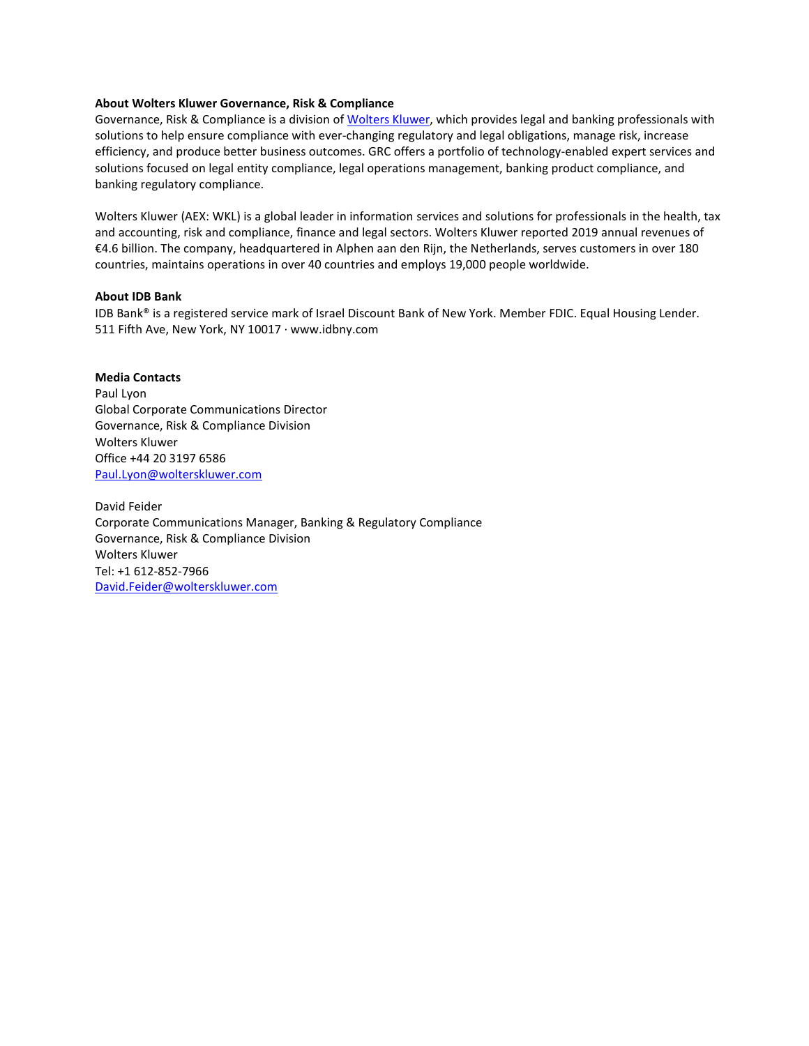**About Wolters Kluwer Governance, Risk & Compliance**

Governance, Risk & Compliance is a division of Wolters Kluwer, which provides legal and banking professionals with solutions to help ensure compliance with ever-changing regulatory and legal obligations, manage risk, increase efficiency, and produce better business outcomes. GRC offers a portfolio of technology-enabled expert services and solutions focused on legal entity compliance, legal operations management, banking product compliance, and banking regulatory compliance.

Wolters Kluwer (AEX: WKL) is a global leader in information services and solutions for professionals in the health, tax and accounting, risk and compliance, finance and legal sectors. Wolters Kluwer reported 2019 annual revenues of €4.6 billion. The company, headquartered in Alphen aan den Rijn, the Netherlands, serves customers in over 180 countries, maintains operations in over 40 countries and employs 19,000 people worldwide.

**About IDB Bank**

IDB Bank® is a registered service mark of Israel Discount Bank of New York. Member FDIC. Equal Housing Lender.
511 Fifth Ave, New York, NY 10017 · www.idbny.com

**Media Contacts**

Paul Lyon
Global Corporate Communications Director
Governance, Risk & Compliance Division
Wolters Kluwer
Office +44 20 3197 6586
Paul.Lyon@wolterskluwer.com

David Feider
Corporate Communications Manager, Banking & Regulatory Compliance
Governance, Risk & Compliance Division
Wolters Kluwer
Tel: +1 612-852-7966
David.Feider@wolterskluwer.com